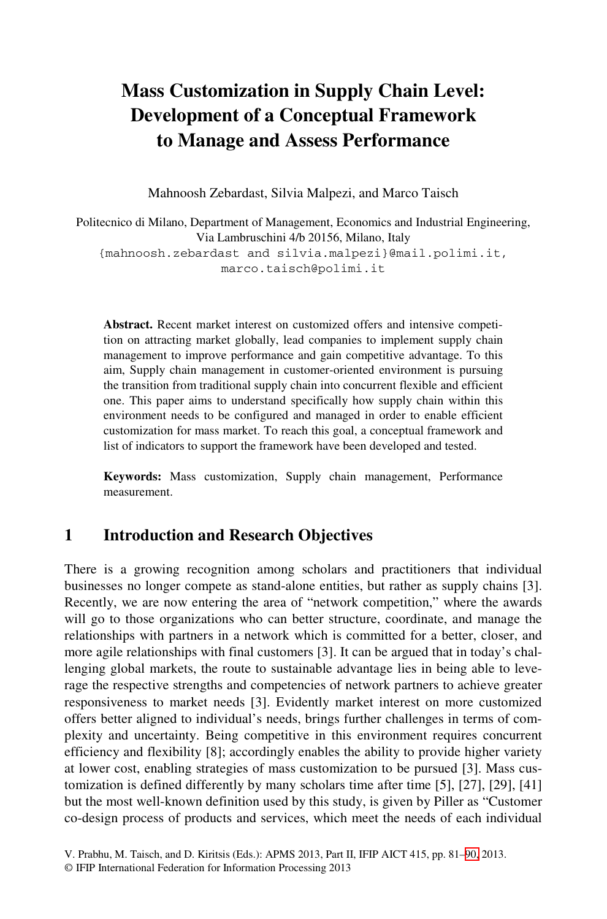# Mass Customization in Supply Chain Level: Development of a Conceptual Framework to Manage and Assess Performance

Mahnoosh Zebardast, Silvia Malpezi, and Marco Taisch

Politecnico di Milano, Department of Management, Economics and Industrial Engineering, Via Lambruschini 4/b 20156, Milano, Italy
{mahnoosh.zebardast and silvia.malpezi}@mail.polimi.it, marco.taisch@polimi.it

**Abstract.** Recent market interest on customized offers and intensive competition on attracting market globally, lead companies to implement supply chain management to improve performance and gain competitive advantage. To this aim, Supply chain management in customer-oriented environment is pursuing the transition from traditional supply chain into concurrent flexible and efficient one. This paper aims to understand specifically how supply chain within this environment needs to be configured and managed in order to enable efficient customization for mass market. To reach this goal, a conceptual framework and list of indicators to support the framework have been developed and tested.

**Keywords:** Mass customization, Supply chain management, Performance measurement.

## 1 Introduction and Research Objectives

There is a growing recognition among scholars and practitioners that individual businesses no longer compete as stand-alone entities, but rather as supply chains [3]. Recently, we are now entering the area of "network competition," where the awards will go to those organizations who can better structure, coordinate, and manage the relationships with partners in a network which is committed for a better, closer, and more agile relationships with final customers [3]. It can be argued that in today's challenging global markets, the route to sustainable advantage lies in being able to leverage the respective strengths and competencies of network partners to achieve greater responsiveness to market needs [3]. Evidently market interest on more customized offers better aligned to individual's needs, brings further challenges in terms of complexity and uncertainty. Being competitive in this environment requires concurrent efficiency and flexibility [8]; accordingly enables the ability to provide higher variety at lower cost, enabling strategies of mass customization to be pursued [3]. Mass customization is defined differently by many scholars time after time [5], [27], [29], [41] but the most well-known definition used by this study, is given by Piller as "Customer co-design process of products and services, which meet the needs of each individual

V. Prabhu, M. Taisch, and D. Kiritsis (Eds.): APMS 2013, Part II, IFIP AICT 415, pp. 81–90, 2013.
© IFIP International Federation for Information Processing 2013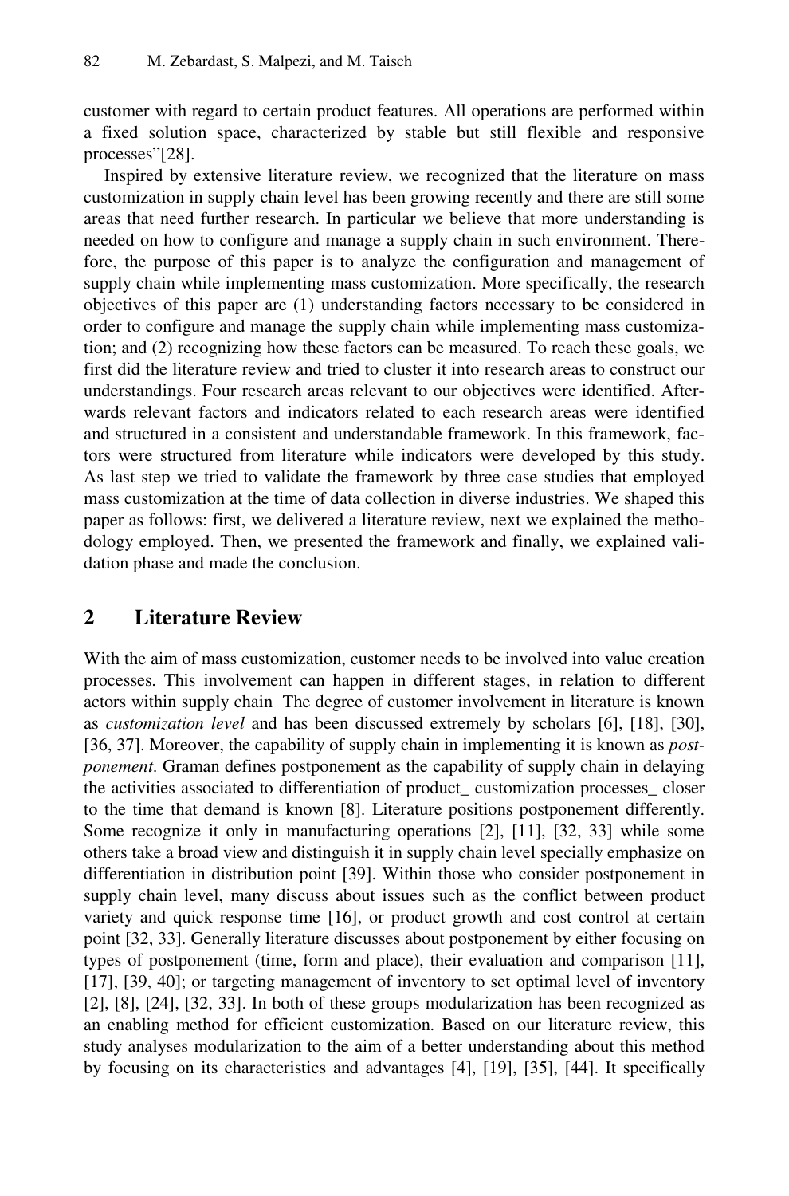customer with regard to certain product features. All operations are performed within a fixed solution space, characterized by stable but still flexible and responsive processes"[28].

Inspired by extensive literature review, we recognized that the literature on mass customization in supply chain level has been growing recently and there are still some areas that need further research. In particular we believe that more understanding is needed on how to configure and manage a supply chain in such environment. Therefore, the purpose of this paper is to analyze the configuration and management of supply chain while implementing mass customization. More specifically, the research objectives of this paper are (1) understanding factors necessary to be considered in order to configure and manage the supply chain while implementing mass customization; and (2) recognizing how these factors can be measured. To reach these goals, we first did the literature review and tried to cluster it into research areas to construct our understandings. Four research areas relevant to our objectives were identified. Afterwards relevant factors and indicators related to each research areas were identified and structured in a consistent and understandable framework. In this framework, factors were structured from literature while indicators were developed by this study. As last step we tried to validate the framework by three case studies that employed mass customization at the time of data collection in diverse industries. We shaped this paper as follows: first, we delivered a literature review, next we explained the methodology employed. Then, we presented the framework and finally, we explained validation phase and made the conclusion.

## 2 Literature Review

With the aim of mass customization, customer needs to be involved into value creation processes. This involvement can happen in different stages, in relation to different actors within supply chain The degree of customer involvement in literature is known as *customization level* and has been discussed extremely by scholars [6], [18], [30], [36, 37]. Moreover, the capability of supply chain in implementing it is known as *postponement*. Graman defines postponement as the capability of supply chain in delaying the activities associated to differentiation of product_ customization processes_ closer to the time that demand is known [8]. Literature positions postponement differently. Some recognize it only in manufacturing operations [2], [11], [32, 33] while some others take a broad view and distinguish it in supply chain level specially emphasize on differentiation in distribution point [39]. Within those who consider postponement in supply chain level, many discuss about issues such as the conflict between product variety and quick response time [16], or product growth and cost control at certain point [32, 33]. Generally literature discusses about postponement by either focusing on types of postponement (time, form and place), their evaluation and comparison [11], [17], [39, 40]; or targeting management of inventory to set optimal level of inventory [2], [8], [24], [32, 33]. In both of these groups modularization has been recognized as an enabling method for efficient customization. Based on our literature review, this study analyses modularization to the aim of a better understanding about this method by focusing on its characteristics and advantages [4], [19], [35], [44]. It specifically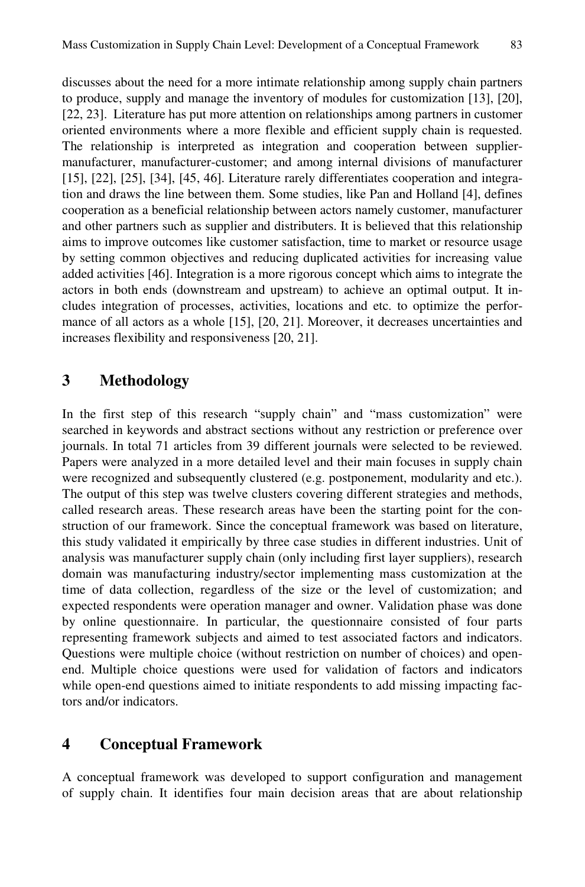discusses about the need for a more intimate relationship among supply chain partners to produce, supply and manage the inventory of modules for customization [13], [20], [22, 23]. Literature has put more attention on relationships among partners in customer oriented environments where a more flexible and efficient supply chain is requested. The relationship is interpreted as integration and cooperation between supplier-manufacturer, manufacturer-customer; and among internal divisions of manufacturer [15], [22], [25], [34], [45, 46]. Literature rarely differentiates cooperation and integration and draws the line between them. Some studies, like Pan and Holland [4], defines cooperation as a beneficial relationship between actors namely customer, manufacturer and other partners such as supplier and distributers. It is believed that this relationship aims to improve outcomes like customer satisfaction, time to market or resource usage by setting common objectives and reducing duplicated activities for increasing value added activities [46]. Integration is a more rigorous concept which aims to integrate the actors in both ends (downstream and upstream) to achieve an optimal output. It includes integration of processes, activities, locations and etc. to optimize the performance of all actors as a whole [15], [20, 21]. Moreover, it decreases uncertainties and increases flexibility and responsiveness [20, 21].

## 3 Methodology

In the first step of this research "supply chain" and "mass customization" were searched in keywords and abstract sections without any restriction or preference over journals. In total 71 articles from 39 different journals were selected to be reviewed. Papers were analyzed in a more detailed level and their main focuses in supply chain were recognized and subsequently clustered (e.g. postponement, modularity and etc.). The output of this step was twelve clusters covering different strategies and methods, called research areas. These research areas have been the starting point for the construction of our framework. Since the conceptual framework was based on literature, this study validated it empirically by three case studies in different industries. Unit of analysis was manufacturer supply chain (only including first layer suppliers), research domain was manufacturing industry/sector implementing mass customization at the time of data collection, regardless of the size or the level of customization; and expected respondents were operation manager and owner. Validation phase was done by online questionnaire. In particular, the questionnaire consisted of four parts representing framework subjects and aimed to test associated factors and indicators. Questions were multiple choice (without restriction on number of choices) and open-end. Multiple choice questions were used for validation of factors and indicators while open-end questions aimed to initiate respondents to add missing impacting factors and/or indicators.

## 4 Conceptual Framework

A conceptual framework was developed to support configuration and management of supply chain. It identifies four main decision areas that are about relationship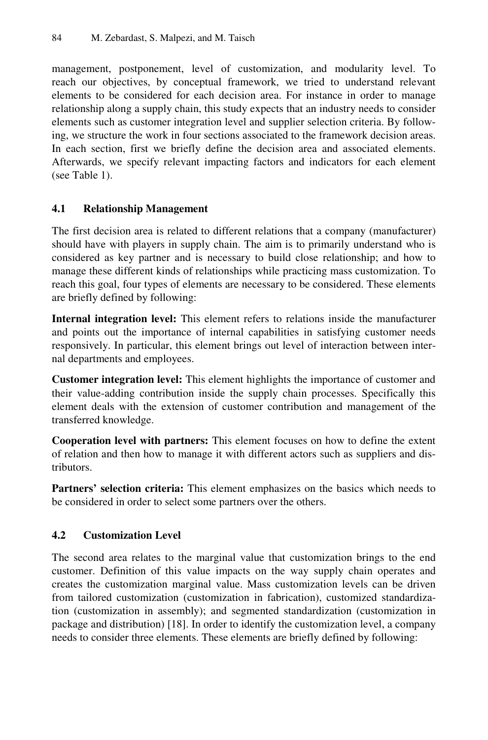management, postponement, level of customization, and modularity level. To reach our objectives, by conceptual framework, we tried to understand relevant elements to be considered for each decision area. For instance in order to manage relationship along a supply chain, this study expects that an industry needs to consider elements such as customer integration level and supplier selection criteria. By following, we structure the work in four sections associated to the framework decision areas. In each section, first we briefly define the decision area and associated elements. Afterwards, we specify relevant impacting factors and indicators for each element (see Table 1).

### 4.1 Relationship Management

The first decision area is related to different relations that a company (manufacturer) should have with players in supply chain. The aim is to primarily understand who is considered as key partner and is necessary to build close relationship; and how to manage these different kinds of relationships while practicing mass customization. To reach this goal, four types of elements are necessary to be considered. These elements are briefly defined by following:

**Internal integration level:** This element refers to relations inside the manufacturer and points out the importance of internal capabilities in satisfying customer needs responsively. In particular, this element brings out level of interaction between internal departments and employees.

**Customer integration level:** This element highlights the importance of customer and their value-adding contribution inside the supply chain processes. Specifically this element deals with the extension of customer contribution and management of the transferred knowledge.

**Cooperation level with partners:** This element focuses on how to define the extent of relation and then how to manage it with different actors such as suppliers and distributors.

**Partners' selection criteria:** This element emphasizes on the basics which needs to be considered in order to select some partners over the others.

### 4.2 Customization Level

The second area relates to the marginal value that customization brings to the end customer. Definition of this value impacts on the way supply chain operates and creates the customization marginal value. Mass customization levels can be driven from tailored customization (customization in fabrication), customized standardization (customization in assembly); and segmented standardization (customization in package and distribution) [18]. In order to identify the customization level, a company needs to consider three elements. These elements are briefly defined by following: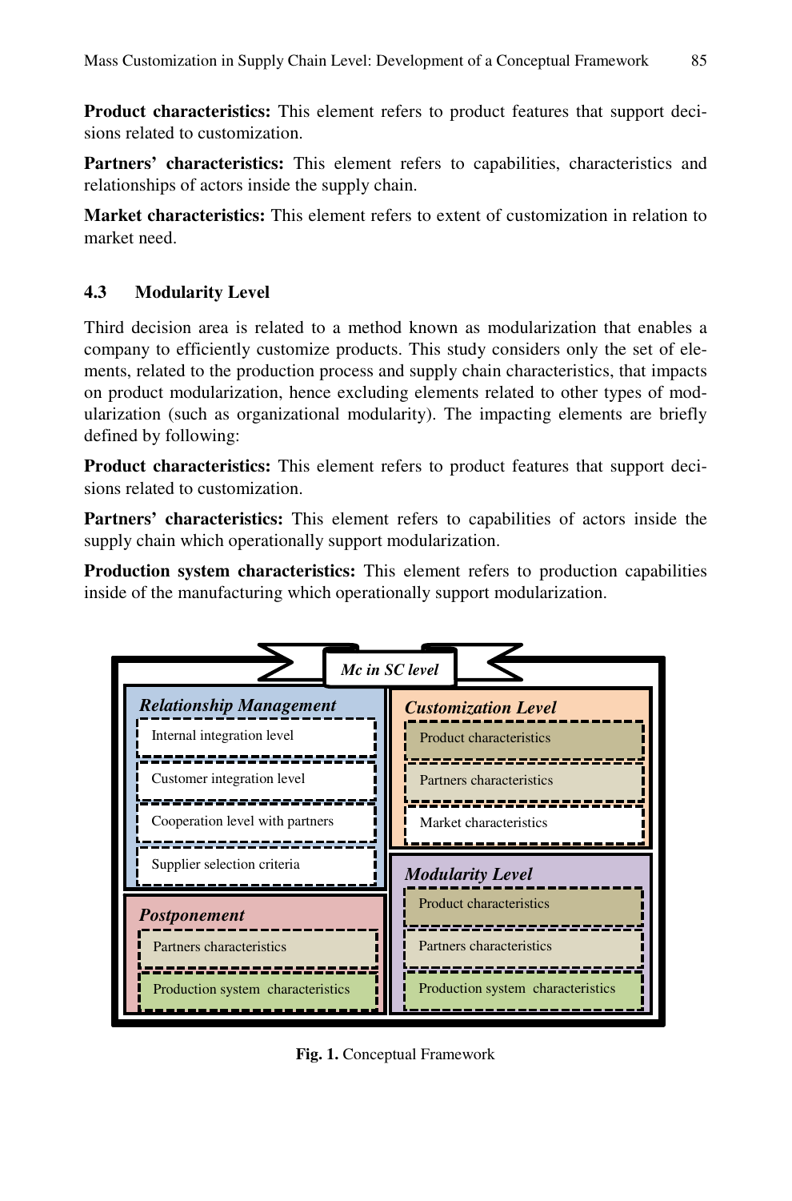**Product characteristics:** This element refers to product features that support decisions related to customization.

**Partners' characteristics:** This element refers to capabilities, characteristics and relationships of actors inside the supply chain.

**Market characteristics:** This element refers to extent of customization in relation to market need.

### 4.3 Modularity Level

Third decision area is related to a method known as modularization that enables a company to efficiently customize products. This study considers only the set of elements, related to the production process and supply chain characteristics, that impacts on product modularization, hence excluding elements related to other types of modularization (such as organizational modularity). The impacting elements are briefly defined by following:

**Product characteristics:** This element refers to product features that support decisions related to customization.

**Partners' characteristics:** This element refers to capabilities of actors inside the supply chain which operationally support modularization.

**Production system characteristics:** This element refers to production capabilities inside of the manufacturing which operationally support modularization.

*Mc in SC level*

*Relationship Management*
- Internal integration level
- Customer integration level
- Cooperation level with partners
- Supplier selection criteria

*Customization Level*
- Product characteristics
- Partners characteristics
- Market characteristics

*Postponement*
- Partners characteristics
- Production system characteristics

*Modularity Level*
- Product characteristics
- Partners characteristics
- Production system characteristics

**Fig. 1.** Conceptual Framework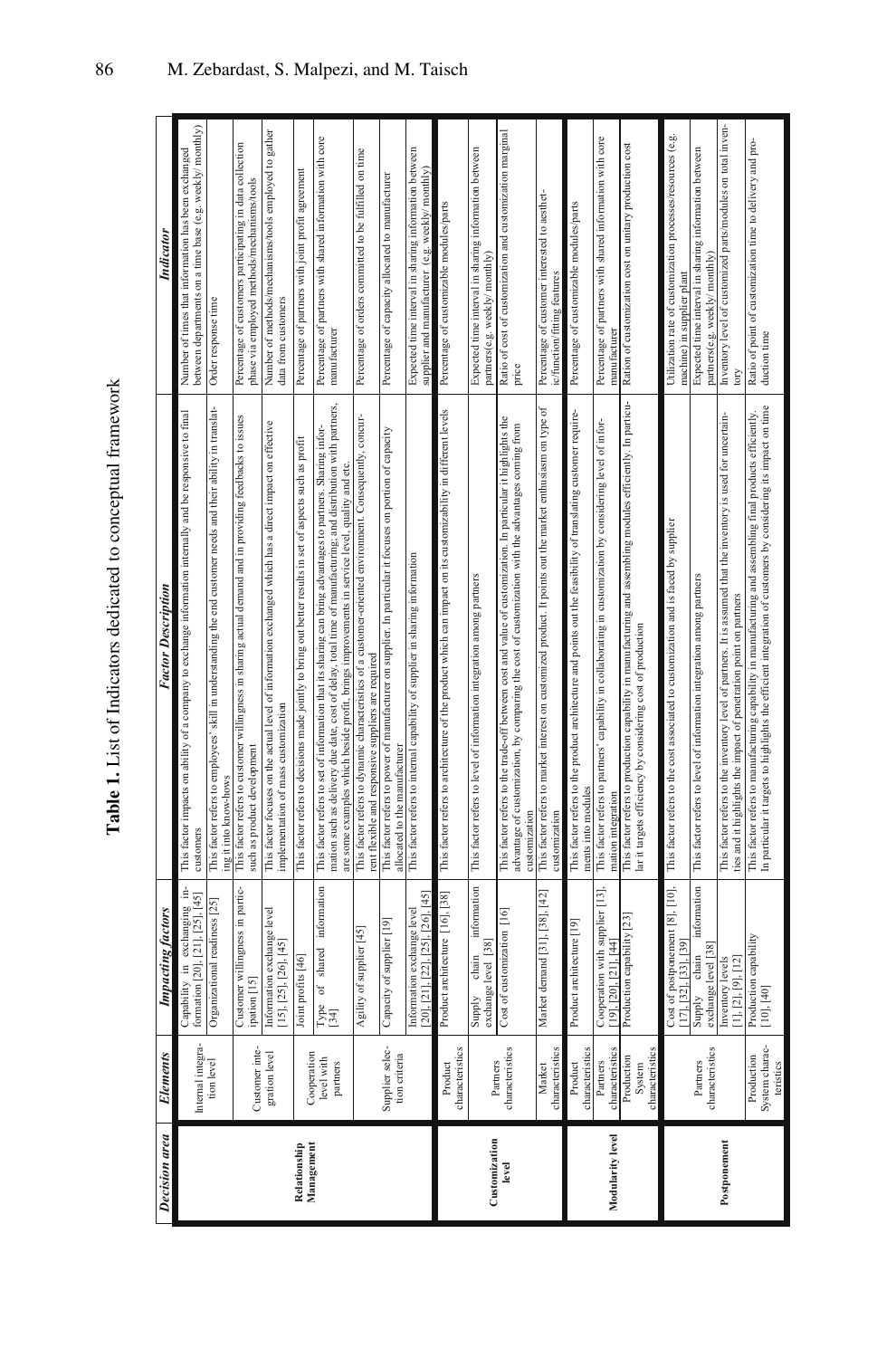**Table 1.** List of Indicators dedicated to conceptual framework

| *Decision area* | *Elements* | *Impacting factors* | *Factor Description* | *Indicator* |
|---|---|---|---|---|
| Relationship Management | Internal integration level | Capability in exchanging information [20], [21], [25], [45] | This factor impacts on ability of a company to exchange information internally and be responsive to final customers | Number of times that information has been exchanged between departments on a time base (e.g. weekly/ monthly) |
| | | Organizational readiness [25] | This factor refers to employees' skill in understanding the end customer needs and their ability in translating it into know-hows | Order response time |
| | Customer integration level | Customer willingness in participation [15] | This factor refers to customer willingness in sharing actual demand and in providing feedbacks to issues such as product development | Percentage of customers participating in data collection phase via employed methods/mechanisms/tools |
| | | Information exchange level [15], [25], [26], [45] | This factor focuses on the actual level of information exchanged which has a direct impact on effective implementation of mass customization | Number of methods/mechanisms/tools employed to gather data from customers |
| | Cooperation level with partners | Joint profits [46] | This factor refers to decisions made jointly to bring out better results in set of aspects such as profit | Percentage of partners with joint profit agreement |
| | | Type of shared information [34] | This factor refers to set of information that its sharing can bring advantages to partners. Sharing information such as delivery due date, cost of delay, total time of manufacturing; and distribution with partners, are some examples which beside profit, brings improvements in service level, quality and etc. | Percentage of partners with shared information with core manufacturer |
| | Supplier selection criteria | Agility of supplier [45] | This factor refers to dynamic characteristics of a customer-oriented environment. Consequently, concurrent flexible and responsive suppliers are required | Percentage of orders committed to be fulfilled on time |
| | | Capacity of supplier [19] | This factor refers to power of manufacturer on supplier. In particular it focuses on portion of capacity allocated to the manufacturer | Percentage of capacity allocated to manufacturer |
| | | Information exchange level [20], [21], [22], [25], [26], [45] | This factor refers to internal capability of supplier in sharing information | Expected time interval in sharing information between supplier and manufacturer (e.g. weekly/ monthly) |
| Customization level | Product characteristics | Product architecture [16], [38] | This factor refers to architecture of the product which can impact on its customizability in different levels | Percentage of customizable modules/parts |
| | Partners characteristics | Supply chain information exchange level [38] | This factor refers to level of information integration among partners | Expected time interval in sharing information between partners(e.g. weekly/ monthly) |
| | | Cost of customization [16] | This factor refers to the trade-off between cost and value of customization. In particular it highlights the advantage of customization, by comparing the cost of customization with the advantages coming from customization | Ratio of cost of customization and customization marginal price |
| | Market characteristics | Market demand [31], [38], [42] | This factor refers to market interest on customized product. It points out the market enthusiasm on type of customization | Percentage of customer interested to aesthetic/function/fitting features |
| Modularity level | Product characteristics | Product architecture [19] | This factor refers to the product architecture and points out the feasibility of translating customer requirements into modules | Percentage of customizable modules/parts |
| | Partners characteristics | Cooperation with supplier [13], [19], [20], [21], [44] | This factor refers to partners' capability in collaborating in customization by considering level of information integration | Percentage of partners with shared information with core manufacturer |
| | Production System characteristics | Production capability [23] | This factor refers to production capability in manufacturing and assembling modules efficiently. In particular it targets efficiency by considering cost of production | Ration of customization cost on unitary production cost |
| Postponement | Partners characteristics | Cost of postponement [8], [10], [17], [32], [33], [39] | This factor refers to the cost associated to customization and is faced by supplier | Utilization rate of customization processes/resources (e.g. machine) in supplier plant |
| | | Supply chain information exchange level [38] | This factor refers to level of information integration among partners | Expected time interval in sharing information between partners(e.g. weekly/ monthly) |
| | | Inventory levels [1], [2], [9], [12] | This factor refers to the inventory level of partners. It is assumed that the inventory is used for uncertainties and it highlights the impact of penetration point on partners | Inventory level of customized parts/modules on total inventory |
| | Production System characteristics | Production capability [10], [40] | This factor refers to manufacturing capability in manufacturing and assembling final products efficiently. In particular it targets to highlights the efficient integration of customers by considering its impact on time | Ratio of point of customization time to delivery and production time |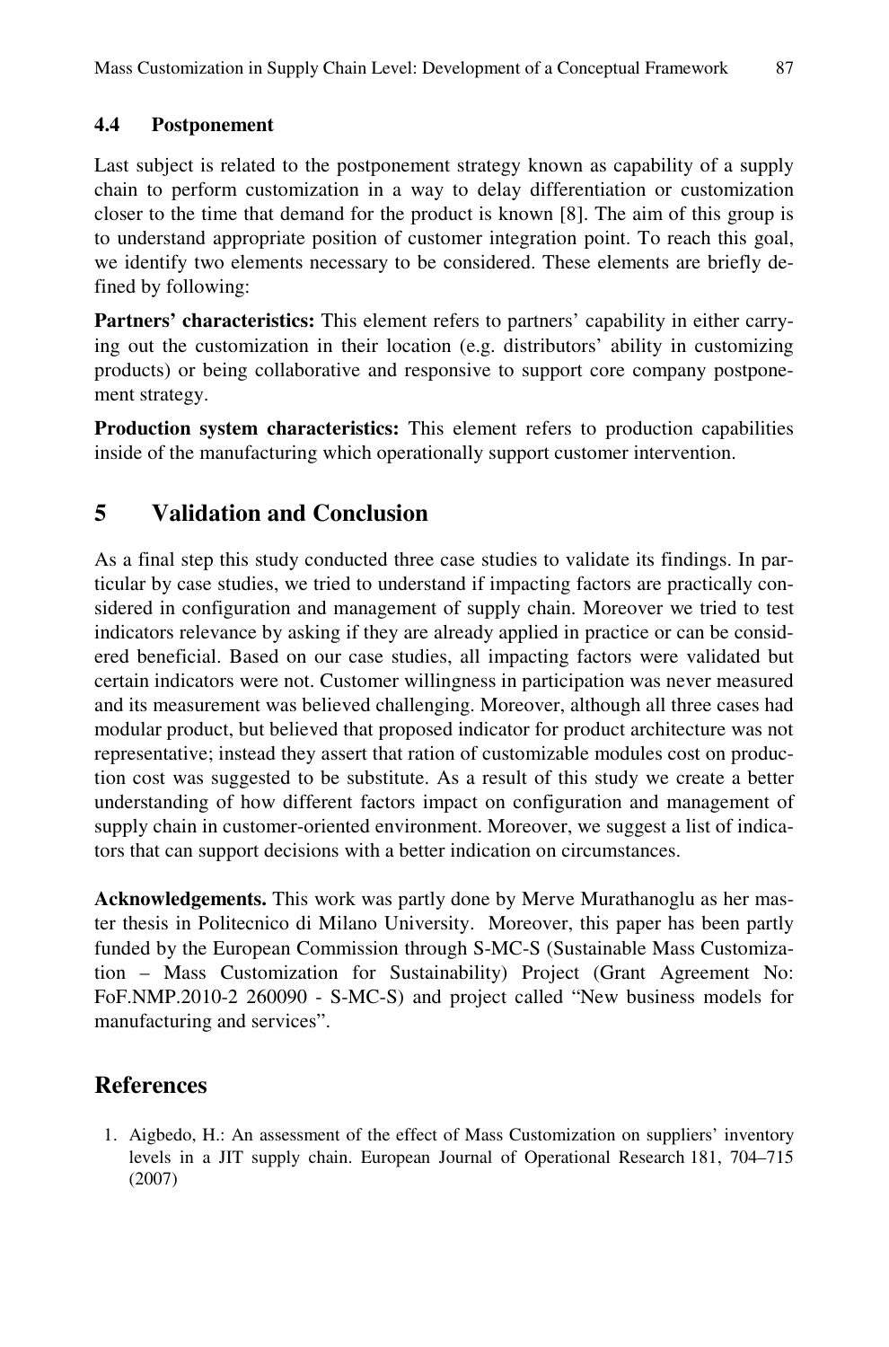### 4.4 Postponement

Last subject is related to the postponement strategy known as capability of a supply chain to perform customization in a way to delay differentiation or customization closer to the time that demand for the product is known [8]. The aim of this group is to understand appropriate position of customer integration point. To reach this goal, we identify two elements necessary to be considered. These elements are briefly defined by following:

**Partners' characteristics:** This element refers to partners' capability in either carrying out the customization in their location (e.g. distributors' ability in customizing products) or being collaborative and responsive to support core company postponement strategy.

**Production system characteristics:** This element refers to production capabilities inside of the manufacturing which operationally support customer intervention.

## 5 Validation and Conclusion

As a final step this study conducted three case studies to validate its findings. In particular by case studies, we tried to understand if impacting factors are practically considered in configuration and management of supply chain. Moreover we tried to test indicators relevance by asking if they are already applied in practice or can be considered beneficial. Based on our case studies, all impacting factors were validated but certain indicators were not. Customer willingness in participation was never measured and its measurement was believed challenging. Moreover, although all three cases had modular product, but believed that proposed indicator for product architecture was not representative; instead they assert that ration of customizable modules cost on production cost was suggested to be substitute. As a result of this study we create a better understanding of how different factors impact on configuration and management of supply chain in customer-oriented environment. Moreover, we suggest a list of indicators that can support decisions with a better indication on circumstances.

**Acknowledgements.** This work was partly done by Merve Murathanoglu as her master thesis in Politecnico di Milano University. Moreover, this paper has been partly funded by the European Commission through S-MC-S (Sustainable Mass Customization – Mass Customization for Sustainability) Project (Grant Agreement No: FoF.NMP.2010-2 260090 - S-MC-S) and project called "New business models for manufacturing and services".

## References

1. Aigbedo, H.: An assessment of the effect of Mass Customization on suppliers' inventory levels in a JIT supply chain. European Journal of Operational Research 181, 704–715 (2007)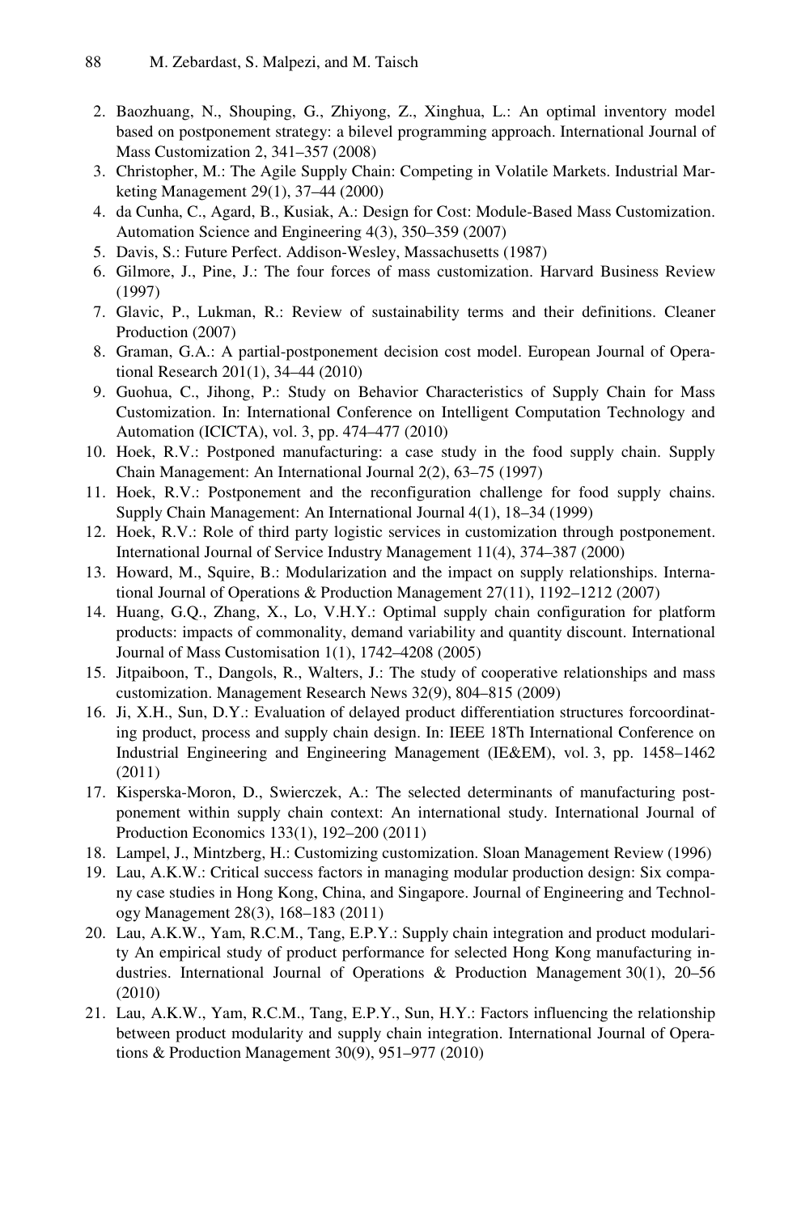2. Baozhuang, N., Shouping, G., Zhiyong, Z., Xinghua, L.: An optimal inventory model based on postponement strategy: a bilevel programming approach. International Journal of Mass Customization 2, 341–357 (2008)
3. Christopher, M.: The Agile Supply Chain: Competing in Volatile Markets. Industrial Marketing Management 29(1), 37–44 (2000)
4. da Cunha, C., Agard, B., Kusiak, A.: Design for Cost: Module-Based Mass Customization. Automation Science and Engineering 4(3), 350–359 (2007)
5. Davis, S.: Future Perfect. Addison-Wesley, Massachusetts (1987)
6. Gilmore, J., Pine, J.: The four forces of mass customization. Harvard Business Review (1997)
7. Glavic, P., Lukman, R.: Review of sustainability terms and their definitions. Cleaner Production (2007)
8. Graman, G.A.: A partial-postponement decision cost model. European Journal of Operational Research 201(1), 34–44 (2010)
9. Guohua, C., Jihong, P.: Study on Behavior Characteristics of Supply Chain for Mass Customization. In: International Conference on Intelligent Computation Technology and Automation (ICICTA), vol. 3, pp. 474–477 (2010)
10. Hoek, R.V.: Postponed manufacturing: a case study in the food supply chain. Supply Chain Management: An International Journal 2(2), 63–75 (1997)
11. Hoek, R.V.: Postponement and the reconfiguration challenge for food supply chains. Supply Chain Management: An International Journal 4(1), 18–34 (1999)
12. Hoek, R.V.: Role of third party logistic services in customization through postponement. International Journal of Service Industry Management 11(4), 374–387 (2000)
13. Howard, M., Squire, B.: Modularization and the impact on supply relationships. International Journal of Operations & Production Management 27(11), 1192–1212 (2007)
14. Huang, G.Q., Zhang, X., Lo, V.H.Y.: Optimal supply chain configuration for platform products: impacts of commonality, demand variability and quantity discount. International Journal of Mass Customisation 1(1), 1742–4208 (2005)
15. Jitpaiboon, T., Dangols, R., Walters, J.: The study of cooperative relationships and mass customization. Management Research News 32(9), 804–815 (2009)
16. Ji, X.H., Sun, D.Y.: Evaluation of delayed product differentiation structures forcoordinating product, process and supply chain design. In: IEEE 18Th International Conference on Industrial Engineering and Engineering Management (IE&EM), vol. 3, pp. 1458–1462 (2011)
17. Kisperska-Moron, D., Swierczek, A.: The selected determinants of manufacturing postponement within supply chain context: An international study. International Journal of Production Economics 133(1), 192–200 (2011)
18. Lampel, J., Mintzberg, H.: Customizing customization. Sloan Management Review (1996)
19. Lau, A.K.W.: Critical success factors in managing modular production design: Six company case studies in Hong Kong, China, and Singapore. Journal of Engineering and Technology Management 28(3), 168–183 (2011)
20. Lau, A.K.W., Yam, R.C.M., Tang, E.P.Y.: Supply chain integration and product modularity An empirical study of product performance for selected Hong Kong manufacturing industries. International Journal of Operations & Production Management 30(1), 20–56 (2010)
21. Lau, A.K.W., Yam, R.C.M., Tang, E.P.Y., Sun, H.Y.: Factors influencing the relationship between product modularity and supply chain integration. International Journal of Operations & Production Management 30(9), 951–977 (2010)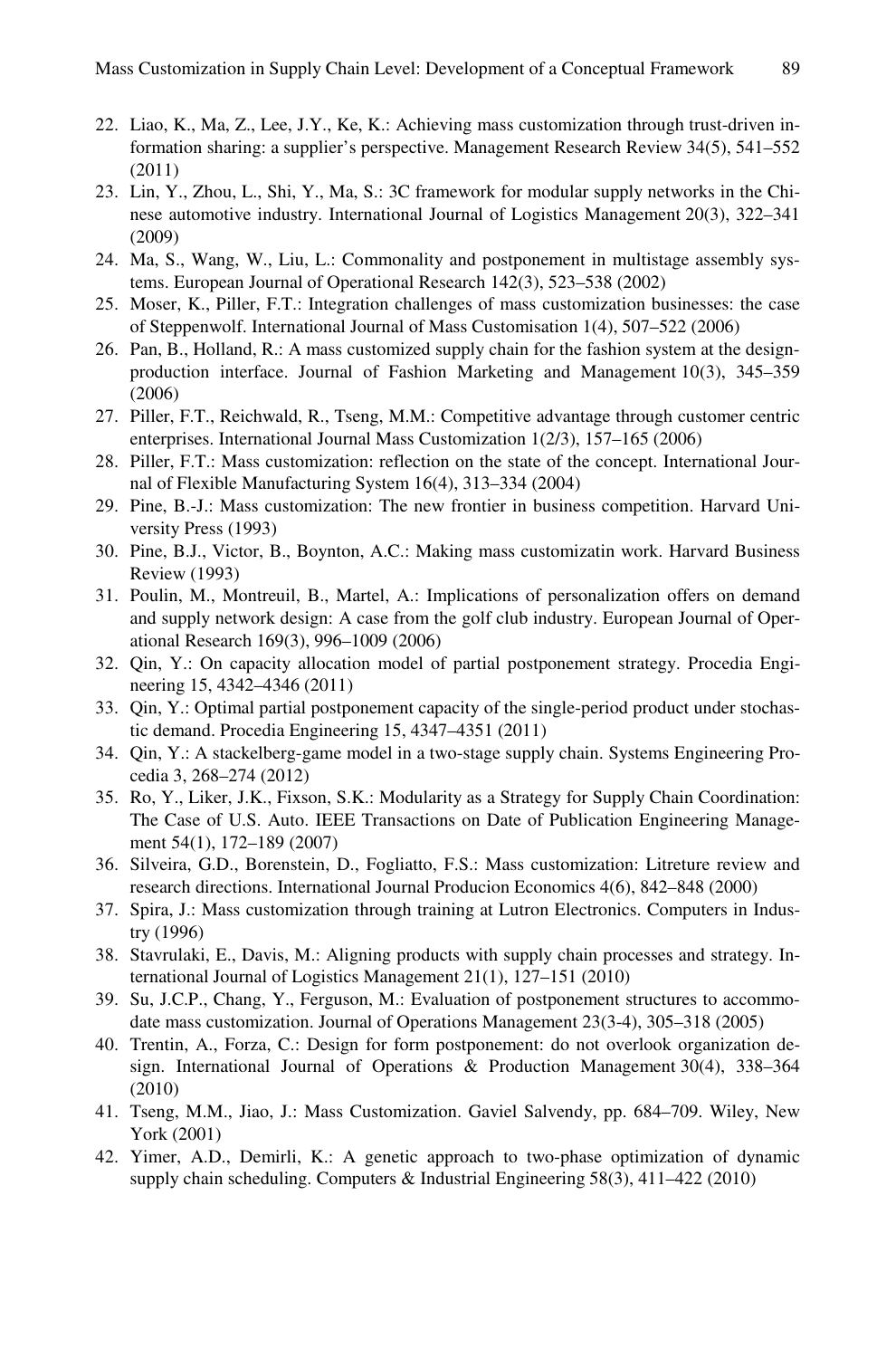22. Liao, K., Ma, Z., Lee, J.Y., Ke, K.: Achieving mass customization through trust-driven information sharing: a supplier's perspective. Management Research Review 34(5), 541–552 (2011)
23. Lin, Y., Zhou, L., Shi, Y., Ma, S.: 3C framework for modular supply networks in the Chinese automotive industry. International Journal of Logistics Management 20(3), 322–341 (2009)
24. Ma, S., Wang, W., Liu, L.: Commonality and postponement in multistage assembly systems. European Journal of Operational Research 142(3), 523–538 (2002)
25. Moser, K., Piller, F.T.: Integration challenges of mass customization businesses: the case of Steppenwolf. International Journal of Mass Customisation 1(4), 507–522 (2006)
26. Pan, B., Holland, R.: A mass customized supply chain for the fashion system at the design-production interface. Journal of Fashion Marketing and Management 10(3), 345–359 (2006)
27. Piller, F.T., Reichwald, R., Tseng, M.M.: Competitive advantage through customer centric enterprises. International Journal Mass Customization 1(2/3), 157–165 (2006)
28. Piller, F.T.: Mass customization: reflection on the state of the concept. International Journal of Flexible Manufacturing System 16(4), 313–334 (2004)
29. Pine, B.-J.: Mass customization: The new frontier in business competition. Harvard University Press (1993)
30. Pine, B.J., Victor, B., Boynton, A.C.: Making mass customizatin work. Harvard Business Review (1993)
31. Poulin, M., Montreuil, B., Martel, A.: Implications of personalization offers on demand and supply network design: A case from the golf club industry. European Journal of Operational Research 169(3), 996–1009 (2006)
32. Qin, Y.: On capacity allocation model of partial postponement strategy. Procedia Engineering 15, 4342–4346 (2011)
33. Qin, Y.: Optimal partial postponement capacity of the single-period product under stochastic demand. Procedia Engineering 15, 4347–4351 (2011)
34. Qin, Y.: A stackelberg-game model in a two-stage supply chain. Systems Engineering Procedia 3, 268–274 (2012)
35. Ro, Y., Liker, J.K., Fixson, S.K.: Modularity as a Strategy for Supply Chain Coordination: The Case of U.S. Auto. IEEE Transactions on Date of Publication Engineering Management 54(1), 172–189 (2007)
36. Silveira, G.D., Borenstein, D., Fogliatto, F.S.: Mass customization: Litreture review and research directions. International Journal Producion Economics 4(6), 842–848 (2000)
37. Spira, J.: Mass customization through training at Lutron Electronics. Computers in Industry (1996)
38. Stavrulaki, E., Davis, M.: Aligning products with supply chain processes and strategy. International Journal of Logistics Management 21(1), 127–151 (2010)
39. Su, J.C.P., Chang, Y., Ferguson, M.: Evaluation of postponement structures to accommodate mass customization. Journal of Operations Management 23(3-4), 305–318 (2005)
40. Trentin, A., Forza, C.: Design for form postponement: do not overlook organization design. International Journal of Operations & Production Management 30(4), 338–364 (2010)
41. Tseng, M.M., Jiao, J.: Mass Customization. Gaviel Salvendy, pp. 684–709. Wiley, New York (2001)
42. Yimer, A.D., Demirli, K.: A genetic approach to two-phase optimization of dynamic supply chain scheduling. Computers & Industrial Engineering 58(3), 411–422 (2010)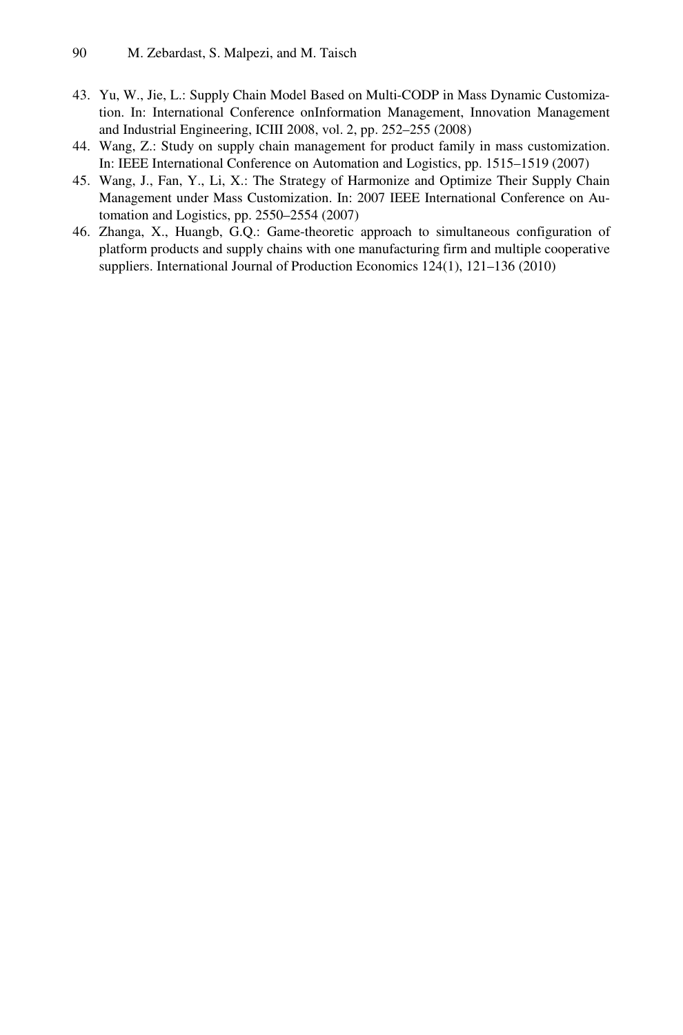43. Yu, W., Jie, L.: Supply Chain Model Based on Multi-CODP in Mass Dynamic Customization. In: International Conference onInformation Management, Innovation Management and Industrial Engineering, ICIII 2008, vol. 2, pp. 252–255 (2008)
44. Wang, Z.: Study on supply chain management for product family in mass customization. In: IEEE International Conference on Automation and Logistics, pp. 1515–1519 (2007)
45. Wang, J., Fan, Y., Li, X.: The Strategy of Harmonize and Optimize Their Supply Chain Management under Mass Customization. In: 2007 IEEE International Conference on Automation and Logistics, pp. 2550–2554 (2007)
46. Zhanga, X., Huangb, G.Q.: Game-theoretic approach to simultaneous configuration of platform products and supply chains with one manufacturing firm and multiple cooperative suppliers. International Journal of Production Economics 124(1), 121–136 (2010)